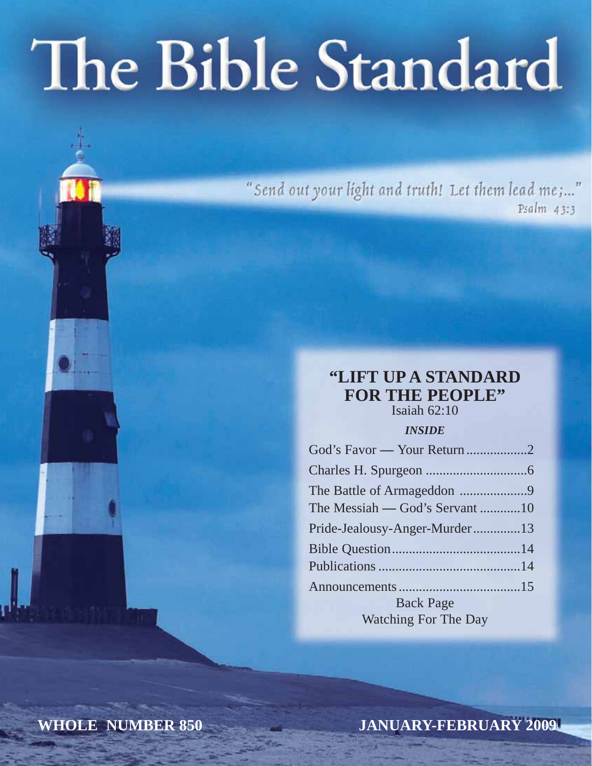# The Bible Standard

"Send out your light and truth! Let them lead me;..."
Psalm 43:3

## "LIFT UP A STANDARD FOR THE PEOPLE"

Isaiah 62:10

***INSIDE***

God's Favor — Your Return..................2
Charles H. Spurgeon ..............................6
The Battle of Armageddon ....................9
The Messiah — God's Servant ............10
Pride-Jealousy-Anger-Murder..............13
Bible Question......................................14
Publications ..........................................14
Announcements....................................15
Back Page
Watching For The Day

**WHOLE NUMBER 850** **JANUARY-FEBRUARY 2009**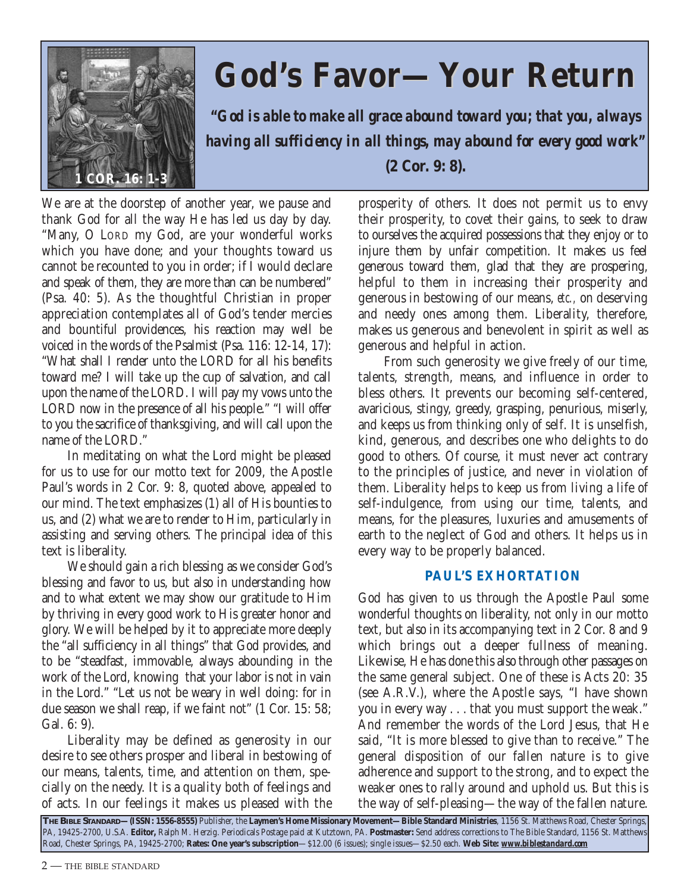# God's Favor—Your Return

***"God is able to make all grace abound toward you; that you, always having all sufficiency in all things, may abound for every good work"* (2 Cor. 9: 8).**

1 COR. 16: 1-3

We are at the doorstep of another year, we pause and thank God for all the way He has led us day by day. "Many, O LORD my God, are your wonderful works which you have done; and your thoughts toward us cannot be recounted to you in order; if I would declare and speak of them, they are more than can be numbered" (Psa. 40: 5). As the thoughtful Christian in proper appreciation contemplates all of God's tender mercies and bountiful providences, his reaction may well be voiced in the words of the Psalmist (Psa. 116: 12-14, 17): "What shall I render unto the LORD for all his benefits toward me? I will take up the cup of salvation, and call upon the name of the LORD. I will pay my vows unto the LORD now in the presence of all his people." "I will offer to you the sacrifice of thanksgiving, and will call upon the name of the LORD."

In meditating on what the Lord might be pleased for us to use for our motto text for 2009, the Apostle Paul's words in 2 Cor. 9: 8, quoted above, appealed to our mind. The text emphasizes (1) all of His bounties to us, and (2) what we are to render to Him, particularly in assisting and serving others. The principal idea of this text is liberality.

We should gain a rich blessing as we consider God's blessing and favor to us, but also in understanding how and to what extent we may show our gratitude to Him by thriving in every good work to His greater honor and glory. We will be helped by it to appreciate more deeply the "all sufficiency in all things" that God provides, and to be "steadfast, immovable, always abounding in the work of the Lord, knowing that your labor is not in vain in the Lord." "Let us not be weary in well doing: for in due season we shall reap, if we faint not" (1 Cor. 15: 58; Gal. 6: 9).

Liberality may be defined as generosity in our desire to see others prosper and liberal in bestowing of our means, talents, time, and attention on them, specially on the needy. It is a quality both of feelings and of acts. In our feelings it makes us pleased with the prosperity of others. It does not permit us to envy their prosperity, to covet their gains, to seek to draw to ourselves the acquired possessions that they enjoy or to injure them by unfair competition. It makes us feel generous toward them, glad that they are prospering, helpful to them in increasing their prosperity and generous in bestowing of our means, *etc.*, on deserving and needy ones among them. Liberality, therefore, makes us generous and benevolent in spirit as well as generous and helpful in action.

From such generosity we give freely of our time, talents, strength, means, and influence in order to bless others. It prevents our becoming self-centered, avaricious, stingy, greedy, grasping, penurious, miserly, and keeps us from thinking only of self. It is unselfish, kind, generous, and describes one who delights to do good to others. Of course, it must never act contrary to the principles of justice, and never in violation of them. Liberality helps to keep us from living a life of self-indulgence, from using our time, talents, and means, for the pleasures, luxuries and amusements of earth to the neglect of God and others. It helps us in every way to be properly balanced.

## PAUL'S EXHORTATION

God has given to us through the Apostle Paul some wonderful thoughts on liberality, not only in our motto text, but also in its accompanying text in 2 Cor. 8 and 9 which brings out a deeper fullness of meaning. Likewise, He has done this also through other passages on the same general subject. One of these is Acts 20: 35 (see A.R.V.), where the Apostle says, "I have shown you in every way . . . that you must support the weak." And remember the words of the Lord Jesus, that He said, "It is more blessed to give than to receive." The general disposition of our fallen nature is to give adherence and support to the strong, and to expect the weaker ones to rally around and uphold us. But this is the way of self-pleasing—the way of the fallen nature.

**THE BIBLE STANDARD—(ISSN: 1556-8555)** Publisher, the **Laymen's Home Missionary Movement—Bible Standard Ministries**, 1156 St. Matthews Road, Chester Springs, PA, 19425-2700, U.S.A. **Editor,** Ralph M. Herzig. Periodicals Postage paid at Kutztown, PA. **Postmaster:** Send address corrections to The Bible Standard, 1156 St. Matthews Road, Chester Springs, PA, 19425-2700; **Rates: One year's subscription**—$12.00 (6 issues); single issues—$2.50 each. **Web Site: www.biblestandard.com**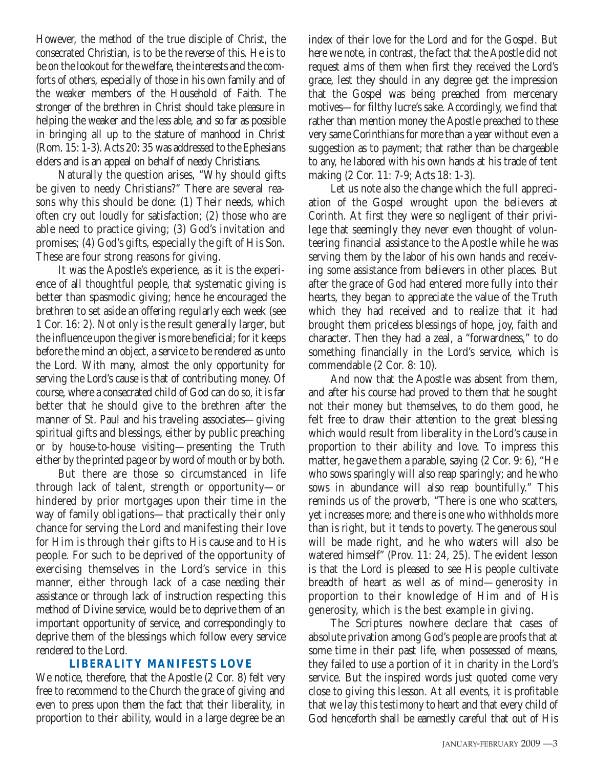However, the method of the true disciple of Christ, the consecrated Christian, is to be the reverse of this. He is to be on the lookout for the welfare, the interests and the comforts of others, especially of those in his own family and of the weaker members of the Household of Faith. The stronger of the brethren in Christ should take pleasure in helping the weaker and the less able, and so far as possible in bringing all up to the stature of manhood in Christ (Rom. 15: 1-3). Acts 20: 35 was addressed to the Ephesians elders and is an appeal on behalf of needy Christians.

Naturally the question arises, "Why should gifts be given to needy Christians?" There are several reasons why this should be done: (1) Their needs, which often cry out loudly for satisfaction; (2) those who are able need to practice giving; (3) God's invitation and promises; (4) God's gifts, especially the gift of His Son. These are four strong reasons for giving.

It was the Apostle's experience, as it is the experience of all thoughtful people, that systematic giving is better than spasmodic giving; hence he encouraged the brethren to set aside an offering regularly each week (see 1 Cor. 16: 2). Not only is the result generally larger, but the influence upon the giver is more beneficial; for it keeps before the mind an object, a service to be rendered as unto the Lord. With many, almost the only opportunity for serving the Lord's cause is that of contributing money. Of course, where a consecrated child of God can do so, it is far better that he should give to the brethren after the manner of St. Paul and his traveling associates—giving spiritual gifts and blessings, either by public preaching or by house-to-house visiting—presenting the Truth either by the printed page or by word of mouth or by both.

But there are those so circumstanced in life through lack of talent, strength or opportunity—or hindered by prior mortgages upon their time in the way of family obligations—that practically their only chance for serving the Lord and manifesting their love for Him is through their gifts to His cause and to His people. For such to be deprived of the opportunity of exercising themselves in the Lord's service in this manner, either through lack of a case needing their assistance or through lack of instruction respecting this method of Divine service, would be to deprive them of an important opportunity of service, and correspondingly to deprive them of the blessings which follow every service rendered to the Lord.

## LIBERALITY MANIFESTS LOVE

We notice, therefore, that the Apostle (2 Cor. 8) felt very free to recommend to the Church the grace of giving and even to press upon them the fact that their liberality, in proportion to their ability, would in a large degree be an index of their love for the Lord and for the Gospel. But here we note, in contrast, the fact that the Apostle did not request alms of them when first they received the Lord's grace, lest they should in any degree get the impression that the Gospel was being preached from mercenary motives—for filthy lucre's sake. Accordingly, we find that rather than mention money the Apostle preached to these very same Corinthians for more than a year without even a suggestion as to payment; that rather than be chargeable to any, he labored with his own hands at his trade of tent making (2 Cor. 11: 7-9; Acts 18: 1-3).

Let us note also the change which the full appreciation of the Gospel wrought upon the believers at Corinth. At first they were so negligent of their privilege that seemingly they never even thought of volunteering financial assistance to the Apostle while he was serving them by the labor of his own hands and receiving some assistance from believers in other places. But after the grace of God had entered more fully into their hearts, they began to appreciate the value of the Truth which they had received and to realize that it had brought them priceless blessings of hope, joy, faith and character. Then they had a zeal, a "forwardness," to do something financially in the Lord's service, which is commendable (2 Cor. 8: 10).

And now that the Apostle was absent from them, and after his course had proved to them that he sought not their money but themselves, to do them good, he felt free to draw their attention to the great blessing which would result from liberality in the Lord's cause in proportion to their ability and love. To impress this matter, he gave them a parable, saying (2 Cor. 9: 6), "He who sows sparingly will also reap sparingly; and he who sows in abundance will also reap bountifully." This reminds us of the proverb, "There is one who scatters, yet increases more; and there is one who withholds more than is right, but it tends to poverty. The generous soul will be made right, and he who waters will also be watered himself" (Prov. 11: 24, 25). The evident lesson is that the Lord is pleased to see His people cultivate breadth of heart as well as of mind—generosity in proportion to their knowledge of Him and of His generosity, which is the best example in giving.

The Scriptures nowhere declare that cases of absolute privation among God's people are proofs that at some time in their past life, when possessed of means, they failed to use a portion of it in charity in the Lord's service. But the inspired words just quoted come very close to giving this lesson. At all events, it is profitable that we lay this testimony to heart and that every child of God henceforth shall be earnestly careful that out of His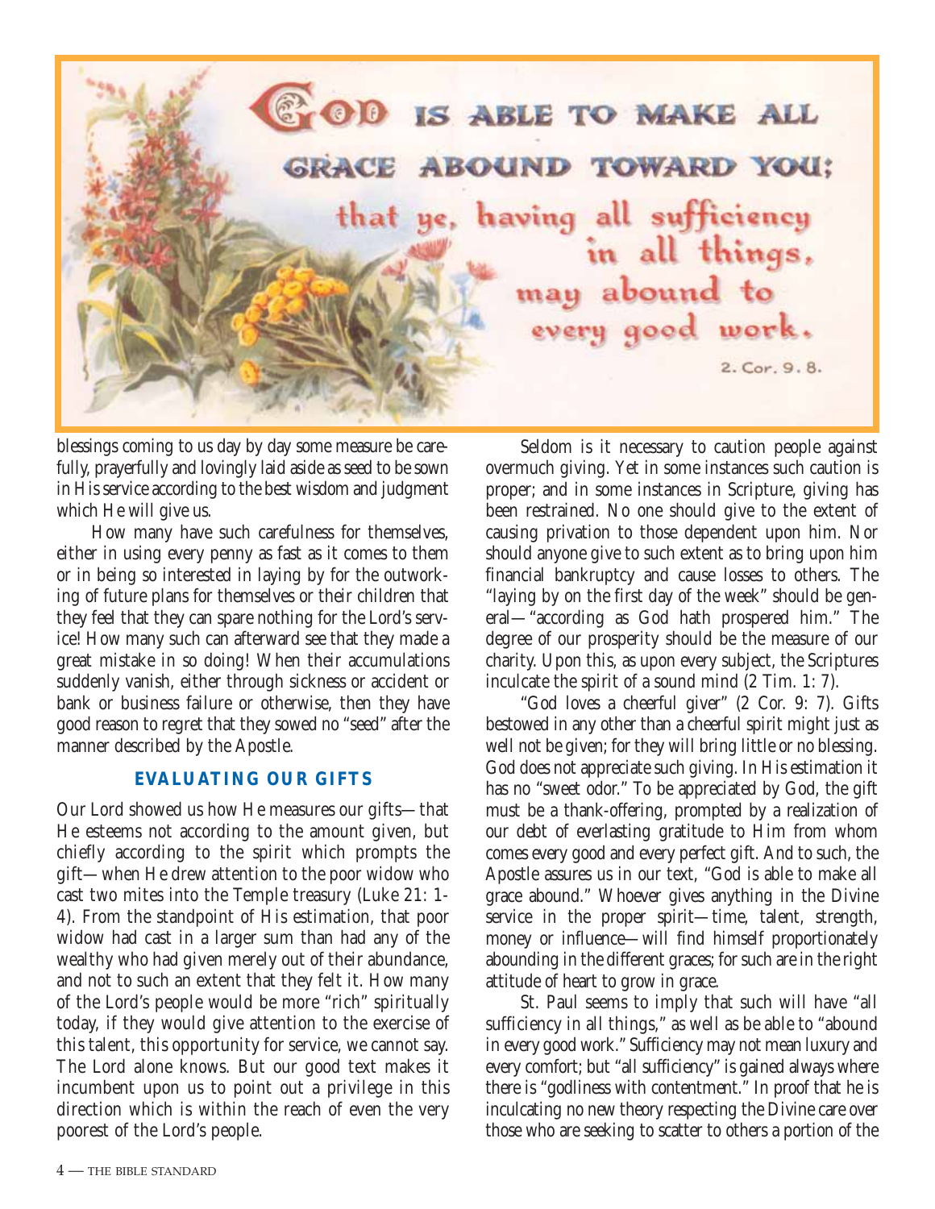GOD IS ABLE TO MAKE ALL GRACE ABOUND TOWARD YOU; that ye, having all sufficiency in all things, may abound to every good work.

2. Cor. 9. 8.

blessings coming to us day by day some measure be carefully, prayerfully and lovingly laid aside as seed to be sown in His service according to the best wisdom and judgment which He will give us.

How many have such carefulness for themselves, either in using every penny as fast as it comes to them or in being so interested in laying by for the outworking of future plans for themselves or their children that they feel that they can spare nothing for the Lord's service! How many such can afterward see that they made a great mistake in so doing! When their accumulations suddenly vanish, either through sickness or accident or bank or business failure or otherwise, then they have good reason to regret that they sowed no "seed" after the manner described by the Apostle.

### EVALUATING OUR GIFTS

Our Lord showed us how He measures our gifts—that He esteems not according to the amount given, but chiefly according to the spirit which prompts the gift—when He drew attention to the poor widow who cast two mites into the Temple treasury (Luke 21: 1-4). From the standpoint of His estimation, that poor widow had cast in a larger sum than had any of the wealthy who had given merely out of their abundance, and not to such an extent that they felt it. How many of the Lord's people would be more "rich" spiritually today, if they would give attention to the exercise of this talent, this opportunity for service, we cannot say. The Lord alone knows. But our good text makes it incumbent upon us to point out a privilege in this direction which is within the reach of even the very poorest of the Lord's people.

Seldom is it necessary to caution people against overmuch giving. Yet in some instances such caution is proper; and in some instances in Scripture, giving has been restrained. No one should give to the extent of causing privation to those dependent upon him. Nor should anyone give to such extent as to bring upon him financial bankruptcy and cause losses to others. The "laying by on the first day of the week" should be general—"according as God hath prospered him." The degree of our prosperity should be the measure of our charity. Upon this, as upon every subject, the Scriptures inculcate the spirit of a sound mind (2 Tim. 1: 7).

"God loves a cheerful giver" (2 Cor. 9: 7). Gifts bestowed in any other than a cheerful spirit might just as well not be given; for they will bring little or no blessing. God does not appreciate such giving. In His estimation it has no "sweet odor." To be appreciated by God, the gift must be a thank-offering, prompted by a realization of our debt of everlasting gratitude to Him from whom comes every good and every perfect gift. And to such, the Apostle assures us in our text, "God is able to make all grace abound." Whoever gives anything in the Divine service in the proper spirit—time, talent, strength, money or influence—will find himself proportionately abounding in the different graces; for such are in the right attitude of heart to grow in grace.

St. Paul seems to imply that such will have "all sufficiency in all things," as well as be able to "abound in every good work." Sufficiency may not mean luxury and every comfort; but "all sufficiency" is gained always where there is "godliness with contentment." In proof that he is inculcating no new theory respecting the Divine care over those who are seeking to scatter to others a portion of the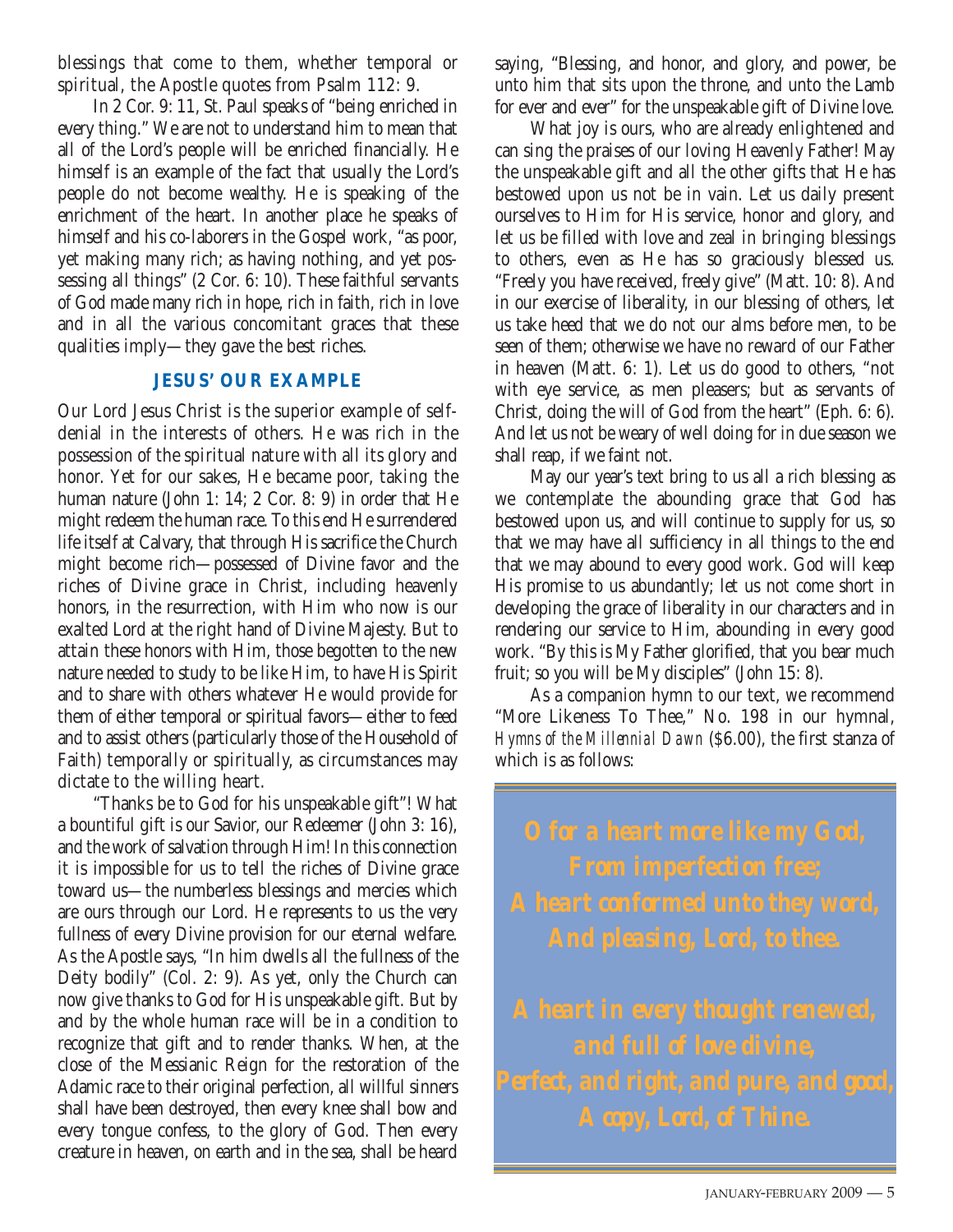blessings that come to them, whether temporal or spiritual, the Apostle quotes from Psalm 112: 9.

In 2 Cor. 9: 11, St. Paul speaks of "being enriched in every thing." We are not to understand him to mean that all of the Lord's people will be enriched financially. He himself is an example of the fact that usually the Lord's people do not become wealthy. He is speaking of the enrichment of the heart. In another place he speaks of himself and his co-laborers in the Gospel work, "as poor, yet making many rich; as having nothing, and yet possessing all things" (2 Cor. 6: 10). These faithful servants of God made many rich in hope, rich in faith, rich in love and in all the various concomitant graces that these qualities imply—they gave the best riches.

## JESUS' OUR EXAMPLE

Our Lord Jesus Christ is the superior example of self-denial in the interests of others. He was rich in the possession of the spiritual nature with all its glory and honor. Yet for our sakes, He became poor, taking the human nature (John 1: 14; 2 Cor. 8: 9) in order that He might redeem the human race. To this end He surrendered life itself at Calvary, that through His sacrifice the Church might become rich—possessed of Divine favor and the riches of Divine grace in Christ, including heavenly honors, in the resurrection, with Him who now is our exalted Lord at the right hand of Divine Majesty. But to attain these honors with Him, those begotten to the new nature needed to study to be like Him, to have His Spirit and to share with others whatever He would provide for them of either temporal or spiritual favors—either to feed and to assist others (particularly those of the Household of Faith) temporally or spiritually, as circumstances may dictate to the willing heart.

"Thanks be to God for his unspeakable gift"! What a bountiful gift is our Savior, our Redeemer (John 3: 16), and the work of salvation through Him! In this connection it is impossible for us to tell the riches of Divine grace toward us—the numberless blessings and mercies which are ours through our Lord. He represents to us the very fullness of every Divine provision for our eternal welfare. As the Apostle says, "In him dwells all the fullness of the Deity bodily" (Col. 2: 9). As yet, only the Church can now give thanks to God for His unspeakable gift. But by and by the whole human race will be in a condition to recognize that gift and to render thanks. When, at the close of the Messianic Reign for the restoration of the Adamic race to their original perfection, all willful sinners shall have been destroyed, then every knee shall bow and every tongue confess, to the glory of God. Then every creature in heaven, on earth and in the sea, shall be heard saying, "Blessing, and honor, and glory, and power, be unto him that sits upon the throne, and unto the Lamb for ever and ever" for the unspeakable gift of Divine love.

What joy is ours, who are already enlightened and can sing the praises of our loving Heavenly Father! May the unspeakable gift and all the other gifts that He has bestowed upon us not be in vain. Let us daily present ourselves to Him for His service, honor and glory, and let us be filled with love and zeal in bringing blessings to others, even as He has so graciously blessed us. "Freely you have received, freely give" (Matt. 10: 8). And in our exercise of liberality, in our blessing of others, let us take heed that we do not our alms before men, to be seen of them; otherwise we have no reward of our Father in heaven (Matt. 6: 1). Let us do good to others, "not with eye service, as men pleasers; but as servants of Christ, doing the will of God from the heart" (Eph. 6: 6). And let us not be weary of well doing for in due season we shall reap, if we faint not.

May our year's text bring to us all a rich blessing as we contemplate the abounding grace that God has bestowed upon us, and will continue to supply for us, so that we may have all sufficiency in all things to the end that we may abound to every good work. God will keep His promise to us abundantly; let us not come short in developing the grace of liberality in our characters and in rendering our service to Him, abounding in every good work. "By this is My Father glorified, that you bear much fruit; so you will be My disciples" (John 15: 8).

As a companion hymn to our text, we recommend "More Likeness To Thee," No. 198 in our hymnal, *Hymns of the Millennial Dawn* ($6.00), the first stanza of which is as follows:

***O for a heart more like my God,***
***From imperfection free;***
***A heart conformed unto they word,***
***And pleasing, Lord, to thee.***

***A heart in every thought renewed,***
***and full of love divine,***
***Perfect, and right, and pure, and good,***
***A copy, Lord, of Thine.***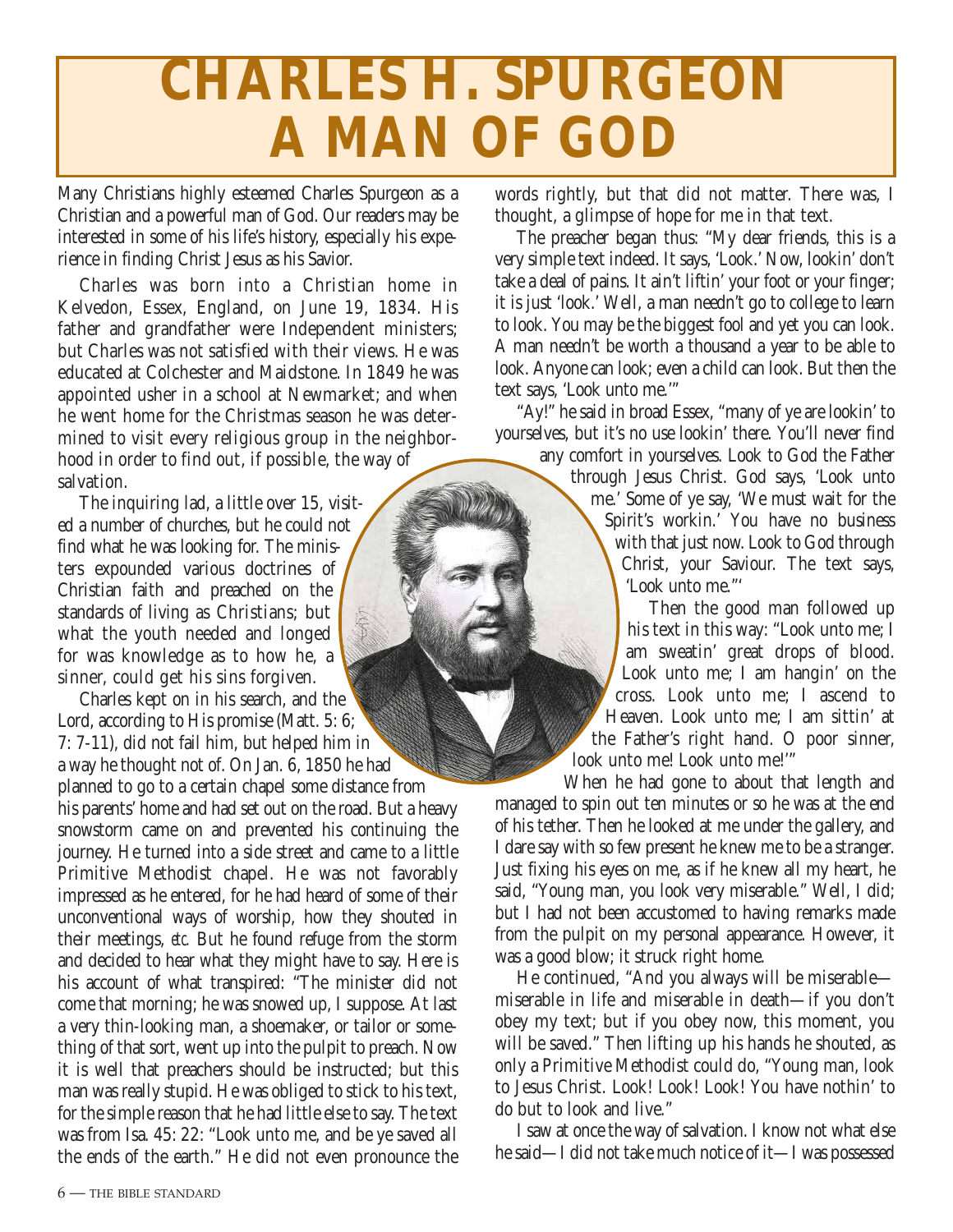# CHARLES H. SPURGEON A MAN OF GOD

Many Christians highly esteemed Charles Spurgeon as a Christian and a powerful man of God. Our readers may be interested in some of his life's history, especially his experience in finding Christ Jesus as his Savior.

Charles was born into a Christian home in Kelvedon, Essex, England, on June 19, 1834. His father and grandfather were Independent ministers; but Charles was not satisfied with their views. He was educated at Colchester and Maidstone. In 1849 he was appointed usher in a school at Newmarket; and when he went home for the Christmas season he was determined to visit every religious group in the neighborhood in order to find out, if possible, the way of salvation.

The inquiring lad, a little over 15, visited a number of churches, but he could not find what he was looking for. The ministers expounded various doctrines of Christian faith and preached on the standards of living as Christians; but what the youth needed and longed for was knowledge as to how he, a sinner, could get his sins forgiven.

Charles kept on in his search, and the Lord, according to His promise (Matt. 5: 6; 7: 7-11), did not fail him, but helped him in a way he thought not of. On Jan. 6, 1850 he had planned to go to a certain chapel some distance from his parents' home and had set out on the road. But a heavy snowstorm came on and prevented his continuing the journey. He turned into a side street and came to a little Primitive Methodist chapel. He was not favorably impressed as he entered, for he had heard of some of their unconventional ways of worship, how they shouted in their meetings, *etc.* But he found refuge from the storm and decided to hear what they might have to say. Here is his account of what transpired: "The minister did not come that morning; he was snowed up, I suppose. At last a very thin-looking man, a shoemaker, or tailor or something of that sort, went up into the pulpit to preach. Now it is well that preachers should be instructed; but this man was really stupid. He was obliged to stick to his text, for the simple reason that he had little else to say. The text was from Isa. 45: 22: "Look unto me, and be ye saved all the ends of the earth." He did not even pronounce the words rightly, but that did not matter. There was, I thought, a glimpse of hope for me in that text.

The preacher began thus: "My dear friends, this is a very simple text indeed. It says, 'Look.' Now, lookin' don't take a deal of pains. It ain't liftin' your foot or your finger; it is just 'look.' Well, a man needn't go to college to learn to look. You may be the biggest fool and yet you can look. A man needn't be worth a thousand a year to be able to look. Anyone can look; even a child can look. But then the text says, 'Look unto me.'"

"Ay!" he said in broad Essex, "many of ye are lookin' to yourselves, but it's no use lookin' there. You'll never find any comfort in yourselves. Look to God the Father through Jesus Christ. God says, 'Look unto me.' Some of ye say, 'We must wait for the Spirit's workin.' You have no business with that just now. Look to God through Christ, your Saviour. The text says, 'Look unto me.'"'

Then the good man followed up his text in this way: "Look unto me; I am sweatin' great drops of blood. Look unto me; I am hangin' on the cross. Look unto me; I ascend to Heaven. Look unto me; I am sittin' at the Father's right hand. O poor sinner, look unto me! Look unto me!'"

When he had gone to about that length and managed to spin out ten minutes or so he was at the end of his tether. Then he looked at me under the gallery, and I dare say with so few present he knew me to be a stranger. Just fixing his eyes on me, as if he knew all my heart, he said, "Young man, you look very miserable." Well, I did; but I had not been accustomed to having remarks made from the pulpit on my personal appearance. However, it was a good blow; it struck right home.

He continued, "And you always will be miserable—miserable in life and miserable in death—if you don't obey my text; but if you obey now, this moment, you will be saved." Then lifting up his hands he shouted, as only a Primitive Methodist could do, "Young man, look to Jesus Christ. Look! Look! Look! You have nothin' to do but to look and live."

I saw at once the way of salvation. I know not what else he said—I did not take much notice of it—I was possessed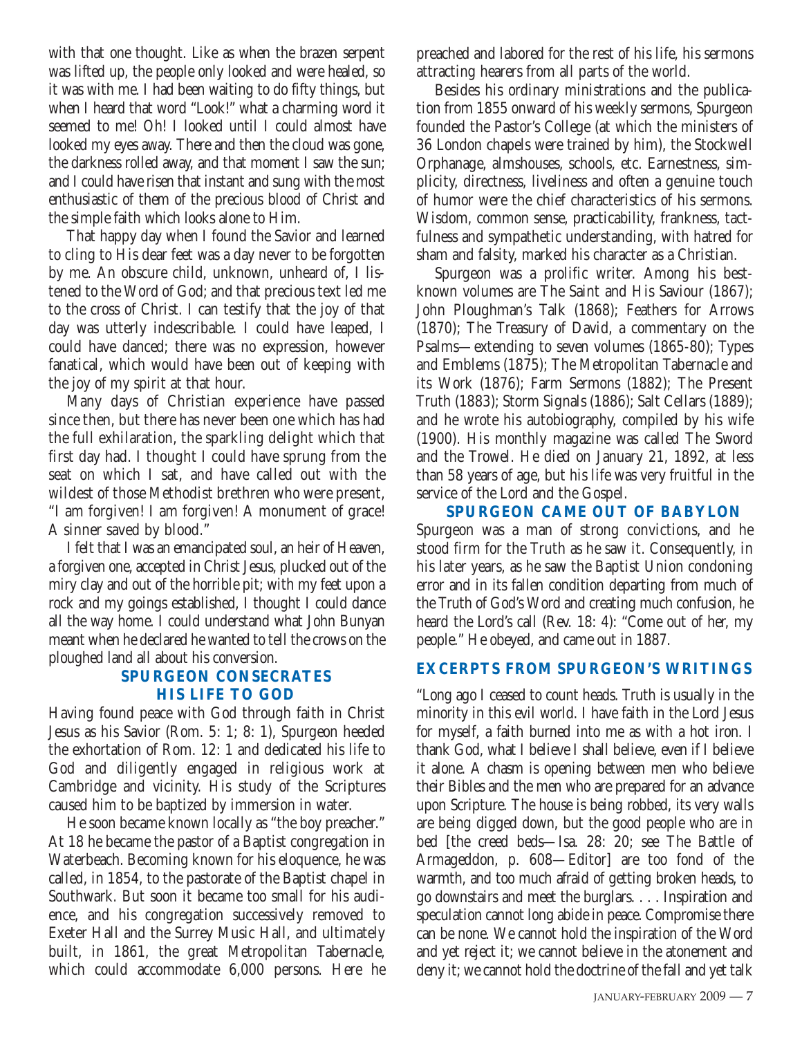with that one thought. Like as when the brazen serpent was lifted up, the people only looked and were healed, so it was with me. I had been waiting to do fifty things, but when I heard that word "Look!" what a charming word it seemed to me! Oh! I looked until I could almost have looked my eyes away. There and then the cloud was gone, the darkness rolled away, and that moment I saw the sun; and I could have risen that instant and sung with the most enthusiastic of them of the precious blood of Christ and the simple faith which looks alone to Him.

That happy day when I found the Savior and learned to cling to His dear feet was a day never to be forgotten by me. An obscure child, unknown, unheard of, I listened to the Word of God; and that precious text led me to the cross of Christ. I can testify that the joy of that day was utterly indescribable. I could have leaped, I could have danced; there was no expression, however fanatical, which would have been out of keeping with the joy of my spirit at that hour.

Many days of Christian experience have passed since then, but there has never been one which has had the full exhilaration, the sparkling delight which that first day had. I thought I could have sprung from the seat on which I sat, and have called out with the wildest of those Methodist brethren who were present, "I am forgiven! I am forgiven! A monument of grace! A sinner saved by blood."

I felt that I was an emancipated soul, an heir of Heaven, a forgiven one, accepted in Christ Jesus, plucked out of the miry clay and out of the horrible pit; with my feet upon a rock and my goings established, I thought I could dance all the way home. I could understand what John Bunyan meant when he declared he wanted to tell the crows on the ploughed land all about his conversion.

## SPURGEON CONSECRATES HIS LIFE TO GOD

Having found peace with God through faith in Christ Jesus as his Savior (Rom. 5: 1; 8: 1), Spurgeon heeded the exhortation of Rom. 12: 1 and dedicated his life to God and diligently engaged in religious work at Cambridge and vicinity. His study of the Scriptures caused him to be baptized by immersion in water.

He soon became known locally as "the boy preacher." At 18 he became the pastor of a Baptist congregation in Waterbeach. Becoming known for his eloquence, he was called, in 1854, to the pastorate of the Baptist chapel in Southwark. But soon it became too small for his audience, and his congregation successively removed to Exeter Hall and the Surrey Music Hall, and ultimately built, in 1861, the great Metropolitan Tabernacle, which could accommodate 6,000 persons. Here he preached and labored for the rest of his life, his sermons attracting hearers from all parts of the world.

Besides his ordinary ministrations and the publication from 1855 onward of his weekly sermons, Spurgeon founded the Pastor's College (at which the ministers of 36 London chapels were trained by him), the Stockwell Orphanage, almshouses, schools, etc. Earnestness, simplicity, directness, liveliness and often a genuine touch of humor were the chief characteristics of his sermons. Wisdom, common sense, practicability, frankness, tactfulness and sympathetic understanding, with hatred for sham and falsity, marked his character as a Christian.

Spurgeon was a prolific writer. Among his best-known volumes are The Saint and His Saviour (1867); John Ploughman's Talk (1868); Feathers for Arrows (1870); The Treasury of David, a commentary on the Psalms—extending to seven volumes (1865-80); Types and Emblems (1875); The Metropolitan Tabernacle and its Work (1876); Farm Sermons (1882); The Present Truth (1883); Storm Signals (1886); Salt Cellars (1889); and he wrote his autobiography, compiled by his wife (1900). His monthly magazine was called The Sword and the Trowel. He died on January 21, 1892, at less than 58 years of age, but his life was very fruitful in the service of the Lord and the Gospel.

## SPURGEON CAME OUT OF BABYLON

Spurgeon was a man of strong convictions, and he stood firm for the Truth as he saw it. Consequently, in his later years, as he saw the Baptist Union condoning error and in its fallen condition departing from much of the Truth of God's Word and creating much confusion, he heard the Lord's call (Rev. 18: 4): "Come out of her, my people." He obeyed, and came out in 1887.

## EXCERPTS FROM SPURGEON'S WRITINGS

"Long ago I ceased to count heads. Truth is usually in the minority in this evil world. I have faith in the Lord Jesus for myself, a faith burned into me as with a hot iron. I thank God, what I believe I shall believe, even if I believe it alone. A chasm is opening between men who believe their Bibles and the men who are prepared for an advance upon Scripture. The house is being robbed, its very walls are being digged down, but the good people who are in bed [the creed beds—Isa. 28: 20; see The Battle of Armageddon, p. 608—Editor] are too fond of the warmth, and too much afraid of getting broken heads, to go downstairs and meet the burglars. . . . Inspiration and speculation cannot long abide in peace. Compromise there can be none. We cannot hold the inspiration of the Word and yet reject it; we cannot believe in the atonement and deny it; we cannot hold the doctrine of the fall and yet talk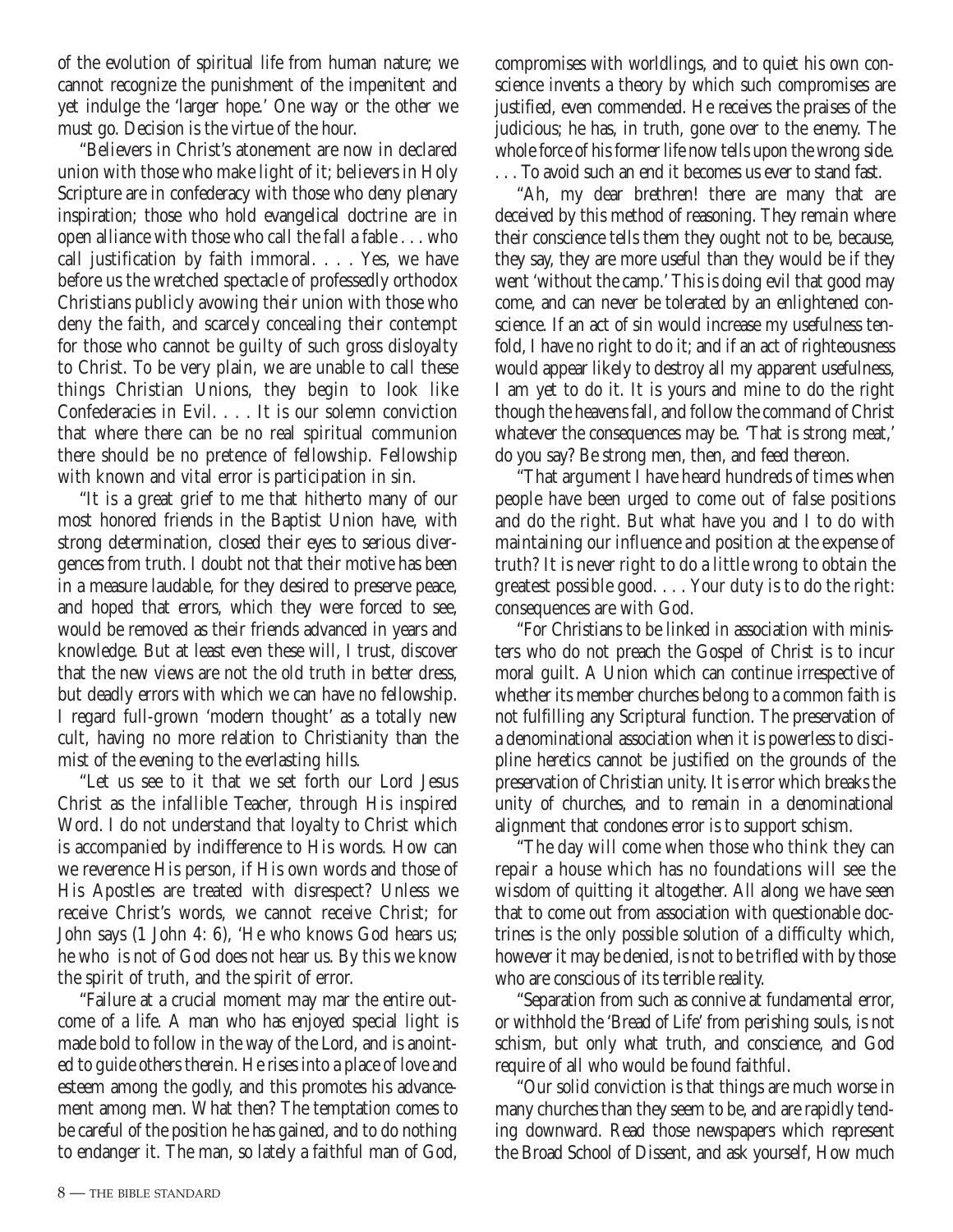of the evolution of spiritual life from human nature; we cannot recognize the punishment of the impenitent and yet indulge the 'larger hope.' One way or the other we must go. Decision is the virtue of the hour.

"Believers in Christ's atonement are now in declared union with those who make light of it; believers in Holy Scripture are in confederacy with those who deny plenary inspiration; those who hold evangelical doctrine are in open alliance with those who call the fall a fable . . . who call justification by faith immoral. . . . Yes, we have before us the wretched spectacle of professedly orthodox Christians publicly avowing their union with those who deny the faith, and scarcely concealing their contempt for those who cannot be guilty of such gross disloyalty to Christ. To be very plain, we are unable to call these things Christian Unions, they begin to look like Confederacies in Evil. . . . It is our solemn conviction that where there can be no real spiritual communion there should be no pretence of fellowship. Fellowship with known and vital error is participation in sin.

"It is a great grief to me that hitherto many of our most honored friends in the Baptist Union have, with strong determination, closed their eyes to serious divergences from truth. I doubt not that their motive has been in a measure laudable, for they desired to preserve peace, and hoped that errors, which they were forced to see, would be removed as their friends advanced in years and knowledge. But at least even these will, I trust, discover that the new views are not the old truth in better dress, but deadly errors with which we can have no fellowship. I regard full-grown 'modern thought' as a totally new cult, having no more relation to Christianity than the mist of the evening to the everlasting hills.

"Let us see to it that we set forth our Lord Jesus Christ as the infallible Teacher, through His inspired Word. I do not understand that loyalty to Christ which is accompanied by indifference to His words. How can we reverence His person, if His own words and those of His Apostles are treated with disrespect? Unless we receive Christ's words, we cannot receive Christ; for John says (1 John 4: 6), 'He who knows God hears us; he who is not of God does not hear us. By this we know the spirit of truth, and the spirit of error.

"Failure at a crucial moment may mar the entire outcome of a life. A man who has enjoyed special light is made bold to follow in the way of the Lord, and is anointed to guide others therein. He rises into a place of love and esteem among the godly, and this promotes his advancement among men. What then? The temptation comes to be careful of the position he has gained, and to do nothing to endanger it. The man, so lately a faithful man of God, compromises with worldlings, and to quiet his own conscience invents a theory by which such compromises are justified, even commended. He receives the praises of the judicious; he has, in truth, gone over to the enemy. The whole force of his former life now tells upon the wrong side. . . . To avoid such an end it becomes us ever to stand fast.

"Ah, my dear brethren! there are many that are deceived by this method of reasoning. They remain where their conscience tells them they ought not to be, because, they say, they are more useful than they would be if they went 'without the camp.' This is doing evil that good may come, and can never be tolerated by an enlightened conscience. If an act of sin would increase my usefulness tenfold, I have no right to do it; and if an act of righteousness would appear likely to destroy all my apparent usefulness, I am yet to do it. It is yours and mine to do the right though the heavens fall, and follow the command of Christ whatever the consequences may be. 'That is strong meat,' do you say? Be strong men, then, and feed thereon.

"That argument I have heard hundreds of times when people have been urged to come out of false positions and do the right. But what have you and I to do with maintaining our influence and position at the expense of truth? It is never right to do a little wrong to obtain the greatest possible good. . . . Your duty is to do the right: consequences are with God.

"For Christians to be linked in association with ministers who do not preach the Gospel of Christ is to incur moral guilt. A Union which can continue irrespective of whether its member churches belong to a common faith is not fulfilling any Scriptural function. The preservation of a denominational association when it is powerless to discipline heretics cannot be justified on the grounds of the preservation of Christian unity. It is error which breaks the unity of churches, and to remain in a denominational alignment that condones error is to support schism.

"The day will come when those who think they can repair a house which has no foundations will see the wisdom of quitting it altogether. All along we have seen that to come out from association with questionable doctrines is the only possible solution of a difficulty which, however it may be denied, is not to be trifled with by those who are conscious of its terrible reality.

"Separation from such as connive at fundamental error, or withhold the 'Bread of Life' from perishing souls, is not schism, but only what truth, and conscience, and God require of all who would be found faithful.

"Our solid conviction is that things are much worse in many churches than they seem to be, and are rapidly tending downward. Read those newspapers which represent the Broad School of Dissent, and ask yourself, How much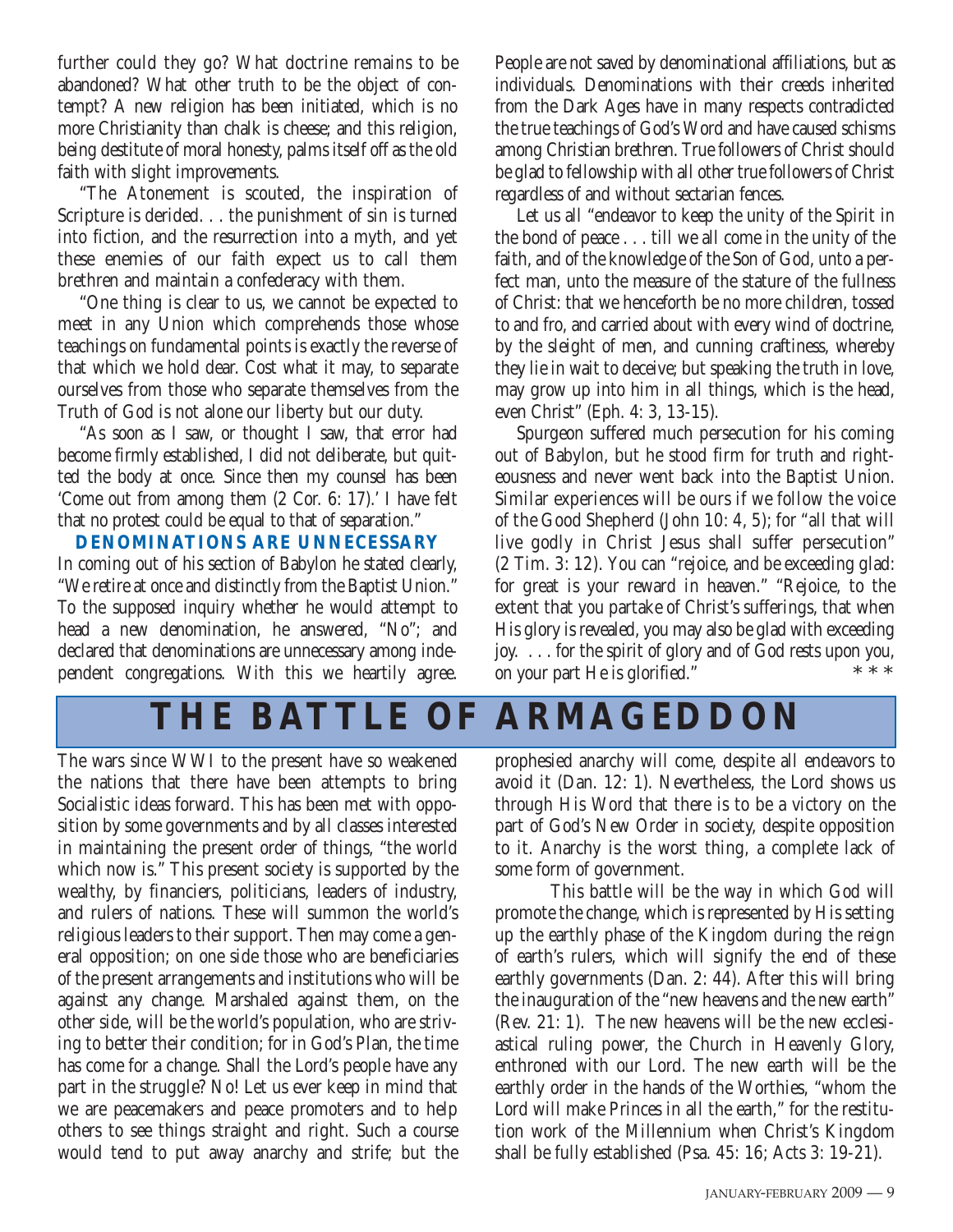further could they go? What doctrine remains to be abandoned? What other truth to be the object of contempt? A new religion has been initiated, which is no more Christianity than chalk is cheese; and this religion, being destitute of moral honesty, palms itself off as the old faith with slight improvements.

"The Atonement is scouted, the inspiration of Scripture is derided. . . the punishment of sin is turned into fiction, and the resurrection into a myth, and yet these enemies of our faith expect us to call them brethren and maintain a confederacy with them.

"One thing is clear to us, we cannot be expected to meet in any Union which comprehends those whose teachings on fundamental points is exactly the reverse of that which we hold dear. Cost what it may, to separate ourselves from those who separate themselves from the Truth of God is not alone our liberty but our duty.

"As soon as I saw, or thought I saw, that error had become firmly established, I did not deliberate, but quitted the body at once. Since then my counsel has been 'Come out from among them (2 Cor. 6: 17).' I have felt that no protest could be equal to that of separation."

### DENOMINATIONS ARE UNNECESSARY

In coming out of his section of Babylon he stated clearly, "We retire at once and distinctly from the Baptist Union." To the supposed inquiry whether he would attempt to head a new denomination, he answered, "No"; and declared that denominations are unnecessary among independent congregations. With this we heartily agree. People are not saved by denominational affiliations, but as individuals. Denominations with their creeds inherited from the Dark Ages have in many respects contradicted the true teachings of God's Word and have caused schisms among Christian brethren. True followers of Christ should be glad to fellowship with all other true followers of Christ regardless of and without sectarian fences.

Let us all "endeavor to keep the unity of the Spirit in the bond of peace . . . till we all come in the unity of the faith, and of the knowledge of the Son of God, unto a perfect man, unto the measure of the stature of the fullness of Christ: that we henceforth be no more children, tossed to and fro, and carried about with every wind of doctrine, by the sleight of men, and cunning craftiness, whereby they lie in wait to deceive; but speaking the truth in love, may grow up into him in all things, which is the head, even Christ" (Eph. 4: 3, 13-15).

Spurgeon suffered much persecution for his coming out of Babylon, but he stood firm for truth and righteousness and never went back into the Baptist Union. Similar experiences will be ours if we follow the voice of the Good Shepherd (John 10: 4, 5); for "all that will live godly in Christ Jesus shall suffer persecution" (2 Tim. 3: 12). You can "rejoice, and be exceeding glad: for great is your reward in heaven." "Rejoice, to the extent that you partake of Christ's sufferings, that when His glory is revealed, you may also be glad with exceeding joy. . . . for the spirit of glory and of God rests upon you, on your part He is glorified." * * *

# THE BATTLE OF ARMAGEDDON

The wars since WWI to the present have so weakened the nations that there have been attempts to bring Socialistic ideas forward. This has been met with opposition by some governments and by all classes interested in maintaining the present order of things, "the world which now is." This present society is supported by the wealthy, by financiers, politicians, leaders of industry, and rulers of nations. These will summon the world's religious leaders to their support. Then may come a general opposition; on one side those who are beneficiaries of the present arrangements and institutions who will be against any change. Marshaled against them, on the other side, will be the world's population, who are striving to better their condition; for in God's Plan, the time has come for a change. Shall the Lord's people have any part in the struggle? No! Let us ever keep in mind that we are peacemakers and peace promoters and to help others to see things straight and right. Such a course would tend to put away anarchy and strife; but the prophesied anarchy will come, despite all endeavors to avoid it (Dan. 12: 1). Nevertheless, the Lord shows us through His Word that there is to be a victory on the part of God's New Order in society, despite opposition to it. Anarchy is the worst thing, a complete lack of some form of government.

This battle will be the way in which God will promote the change, which is represented by His setting up the earthly phase of the Kingdom during the reign of earth's rulers, which will signify the end of these earthly governments (Dan. 2: 44). After this will bring the inauguration of the "new heavens and the new earth" (Rev. 21: 1). The new heavens will be the new ecclesiastical ruling power, the Church in Heavenly Glory, enthroned with our Lord. The new earth will be the earthly order in the hands of the Worthies, "whom the Lord will make Princes in all the earth," for the restitution work of the Millennium when Christ's Kingdom shall be fully established (Psa. 45: 16; Acts 3: 19-21).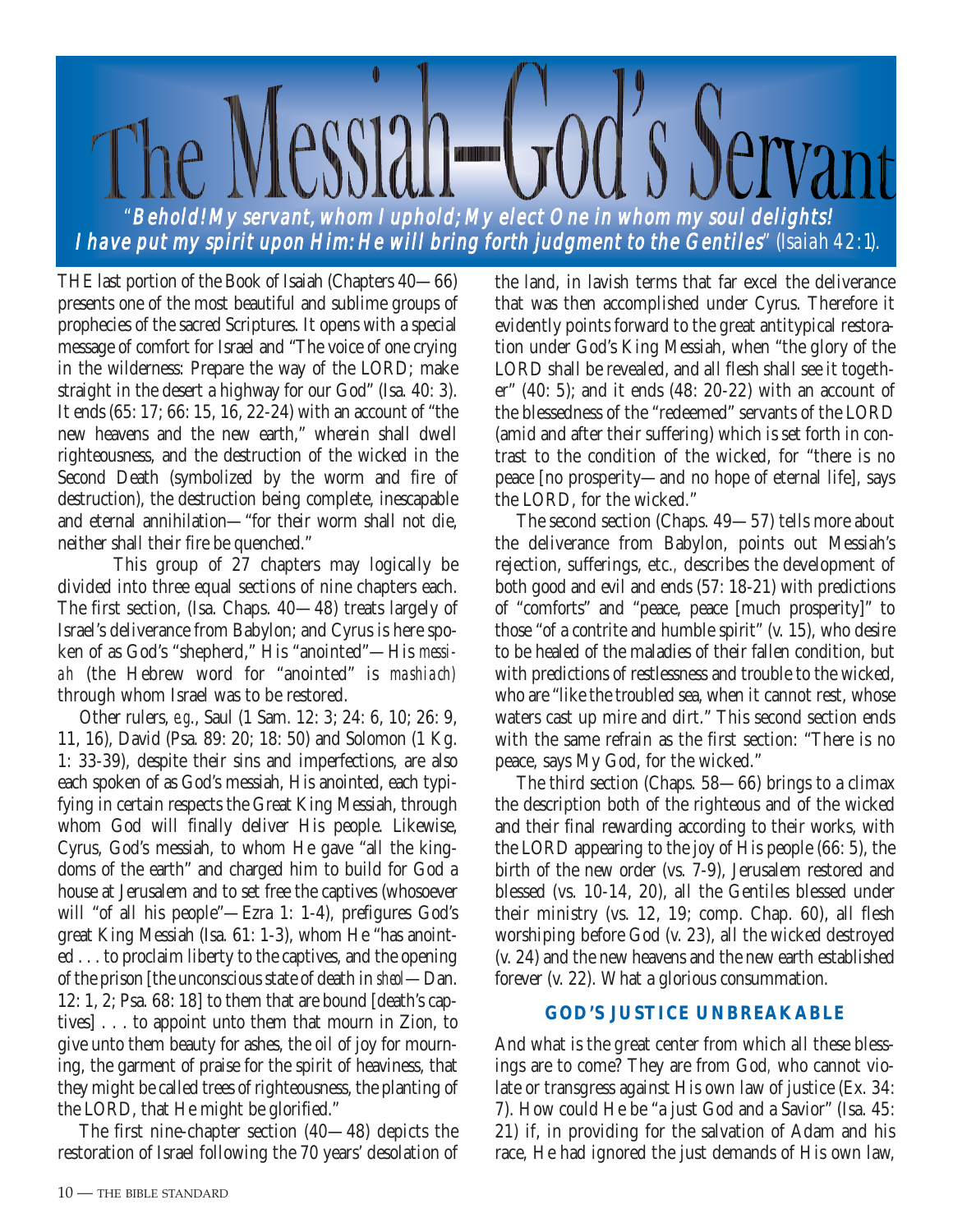# The Messiah—God's Servant

"*Behold! My servant, whom I uphold; My elect One in whom my soul delights! I have put my spirit upon Him: He will bring forth judgment to the Gentiles*" (Isaiah 42:1).

THE last portion of the Book of Isaiah (Chapters 40—66) presents one of the most beautiful and sublime groups of prophecies of the sacred Scriptures. It opens with a special message of comfort for Israel and "The voice of one crying in the wilderness: Prepare the way of the LORD; make straight in the desert a highway for our God" (Isa. 40: 3). It ends (65: 17; 66: 15, 16, 22-24) with an account of "the new heavens and the new earth," wherein shall dwell righteousness, and the destruction of the wicked in the Second Death (symbolized by the worm and fire of destruction), the destruction being complete, inescapable and eternal annihilation—"for their worm shall not die, neither shall their fire be quenched."

This group of 27 chapters may logically be divided into three equal sections of nine chapters each. The first section, (Isa. Chaps. 40—48) treats largely of Israel's deliverance from Babylon; and Cyrus is here spoken of as God's "shepherd," His "anointed"—His *messiah* (the Hebrew word for "anointed" is *mashiach*) through whom Israel was to be restored.

Other rulers, *e.g.*, Saul (1 Sam. 12: 3; 24: 6, 10; 26: 9, 11, 16), David (Psa. 89: 20; 18: 50) and Solomon (1 Kg. 1: 33-39), despite their sins and imperfections, are also each spoken of as God's messiah, His anointed, each typifying in certain respects the Great King Messiah, through whom God will finally deliver His people. Likewise, Cyrus, God's messiah, to whom He gave "all the kingdoms of the earth" and charged him to build for God a house at Jerusalem and to set free the captives (whosoever will "of all his people"—Ezra 1: 1-4), prefigures God's great King Messiah (Isa. 61: 1-3), whom He "has anointed . . . to proclaim liberty to the captives, and the opening of the prison [the unconscious state of death in *sheol*—Dan. 12: 1, 2; Psa. 68: 18] to them that are bound [death's captives] . . . to appoint unto them that mourn in Zion, to give unto them beauty for ashes, the oil of joy for mourning, the garment of praise for the spirit of heaviness, that they might be called trees of righteousness, the planting of the LORD, that He might be glorified."

The first nine-chapter section (40—48) depicts the restoration of Israel following the 70 years' desolation of the land, in lavish terms that far excel the deliverance that was then accomplished under Cyrus. Therefore it evidently points forward to the great antitypical restoration under God's King Messiah, when "the glory of the LORD shall be revealed, and all flesh shall see it together" (40: 5); and it ends (48: 20-22) with an account of the blessedness of the "redeemed" servants of the LORD (amid and after their suffering) which is set forth in contrast to the condition of the wicked, for "there is no peace [no prosperity—and no hope of eternal life], says the LORD, for the wicked."

The second section (Chaps. 49—57) tells more about the deliverance from Babylon, points out Messiah's rejection, sufferings, etc., describes the development of both good and evil and ends (57: 18-21) with predictions of "comforts" and "peace, peace [much prosperity]" to those "of a contrite and humble spirit" (v. 15), who desire to be healed of the maladies of their fallen condition, but with predictions of restlessness and trouble to the wicked, who are "like the troubled sea, when it cannot rest, whose waters cast up mire and dirt." This second section ends with the same refrain as the first section: "There is no peace, says My God, for the wicked."

The third section (Chaps. 58—66) brings to a climax the description both of the righteous and of the wicked and their final rewarding according to their works, with the LORD appearing to the joy of His people (66: 5), the birth of the new order (vs. 7-9), Jerusalem restored and blessed (vs. 10-14, 20), all the Gentiles blessed under their ministry (vs. 12, 19; comp. Chap. 60), all flesh worshiping before God (v. 23), all the wicked destroyed (v. 24) and the new heavens and the new earth established forever (v. 22). What a glorious consummation.

## GOD'S JUSTICE UNBREAKABLE

And what is the great center from which all these blessings are to come? They are from God, who cannot violate or transgress against His own law of justice (Ex. 34: 7). How could He be "a just God and a Savior" (Isa. 45: 21) if, in providing for the salvation of Adam and his race, He had ignored the just demands of His own law,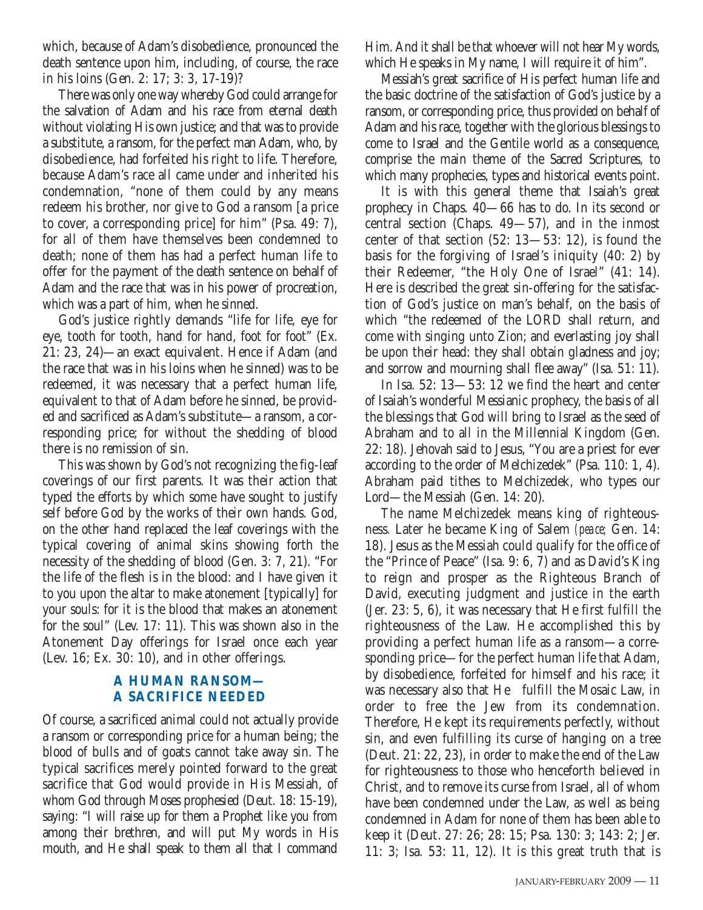which, because of Adam's disobedience, pronounced the death sentence upon him, including, of course, the race in his loins (Gen. 2: 17; 3: 3, 17-19)?

There was only one way whereby God could arrange for the salvation of Adam and his race from eternal death without violating His own justice; and that was to provide a substitute, a ransom, for the perfect man Adam, who, by disobedience, had forfeited his right to life. Therefore, because Adam's race all came under and inherited his condemnation, "none of them could by any means redeem his brother, nor give to God a ransom [a price to cover, a corresponding price] for him" (Psa. 49: 7), for all of them have themselves been condemned to death; none of them has had a perfect human life to offer for the payment of the death sentence on behalf of Adam and the race that was in his power of procreation, which was a part of him, when he sinned.

God's justice rightly demands "life for life, eye for eye, tooth for tooth, hand for hand, foot for foot" (Ex. 21: 23, 24)—an exact equivalent. Hence if Adam (and the race that was in his loins when he sinned) was to be redeemed, it was necessary that a perfect human life, equivalent to that of Adam before he sinned, be provided and sacrificed as Adam's substitute—a ransom, a corresponding price; for without the shedding of blood there is no remission of sin.

This was shown by God's not recognizing the fig-leaf coverings of our first parents. It was their action that typed the efforts by which some have sought to justify self before God by the works of their own hands. God, on the other hand replaced the leaf coverings with the typical covering of animal skins showing forth the necessity of the shedding of blood (Gen. 3: 7, 21). "For the life of the flesh is in the blood: and I have given it to you upon the altar to make atonement [typically] for your souls: for it is the blood that makes an atonement for the soul" (Lev. 17: 11). This was shown also in the Atonement Day offerings for Israel once each year (Lev. 16; Ex. 30: 10), and in other offerings.

## A HUMAN RANSOM— A SACRIFICE NEEDED

Of course, a sacrificed animal could not actually provide a ransom or corresponding price for a human being; the blood of bulls and of goats cannot take away sin. The typical sacrifices merely pointed forward to the great sacrifice that God would provide in His Messiah, of whom God through Moses prophesied (Deut. 18: 15-19), saying: "I will raise up for them a Prophet like you from among their brethren, and will put My words in His mouth, and He shall speak to them all that I command Him. And it shall be that whoever will not hear My words, which He speaks in My name, I will require it of him".

Messiah's great sacrifice of His perfect human life and the basic doctrine of the satisfaction of God's justice by a ransom, or corresponding price, thus provided on behalf of Adam and his race, together with the glorious blessings to come to Israel and the Gentile world as a consequence, comprise the main theme of the Sacred Scriptures, to which many prophecies, types and historical events point.

It is with this general theme that Isaiah's great prophecy in Chaps. 40—66 has to do. In its second or central section (Chaps. 49—57), and in the inmost center of that section (52: 13—53: 12), is found the basis for the forgiving of Israel's iniquity (40: 2) by their Redeemer, "the Holy One of Israel" (41: 14). Here is described the great sin-offering for the satisfaction of God's justice on man's behalf, on the basis of which "the redeemed of the LORD shall return, and come with singing unto Zion; and everlasting joy shall be upon their head: they shall obtain gladness and joy; and sorrow and mourning shall flee away" (Isa. 51: 11).

In Isa. 52: 13—53: 12 we find the heart and center of Isaiah's wonderful Messianic prophecy, the basis of all the blessings that God will bring to Israel as the seed of Abraham and to all in the Millennial Kingdom (Gen. 22: 18). Jehovah said to Jesus, "You are a priest for ever according to the order of Melchizedek" (Psa. 110: 1, 4). Abraham paid tithes to Melchizedek, who types our Lord—the Messiah (Gen. 14: 20).

The name Melchizedek means king of righteousness. Later he became King of Salem *(peace;* Gen. 14: 18). Jesus as the Messiah could qualify for the office of the "Prince of Peace" (Isa. 9: 6, 7) and as David's King to reign and prosper as the Righteous Branch of David, executing judgment and justice in the earth (Jer. 23: 5, 6), it was necessary that He first fulfill the righteousness of the Law. He accomplished this by providing a perfect human life as a ransom—a corresponding price—for the perfect human life that Adam, by disobedience, forfeited for himself and his race; it was necessary also that He fulfill the Mosaic Law, in order to free the Jew from its condemnation. Therefore, He kept its requirements perfectly, without sin, and even fulfilling its curse of hanging on a tree (Deut. 21: 22, 23), in order to make the end of the Law for righteousness to those who henceforth believed in Christ, and to remove its curse from Israel, all of whom have been condemned under the Law, as well as being condemned in Adam for none of them has been able to keep it (Deut. 27: 26; 28: 15; Psa. 130: 3; 143: 2; Jer. 11: 3; Isa. 53: 11, 12). It is this great truth that is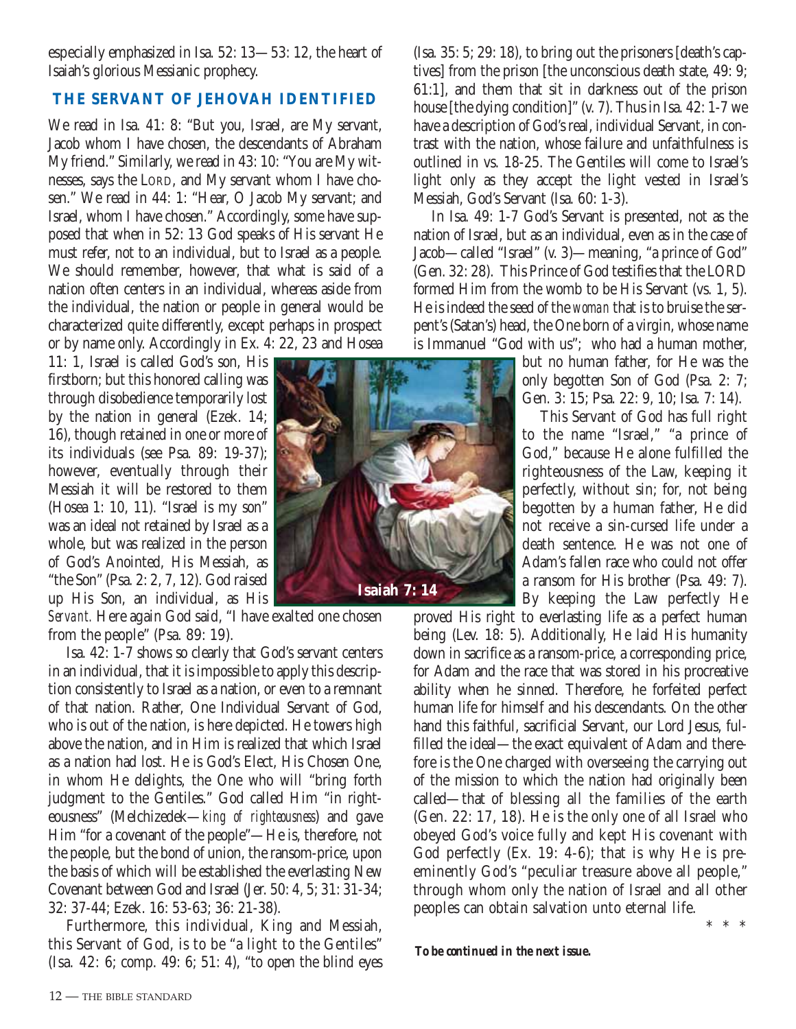especially emphasized in Isa. 52: 13—53: 12, the heart of Isaiah's glorious Messianic prophecy.

## THE SERVANT OF JEHOVAH IDENTIFIED

We read in Isa. 41: 8: "But you, Israel, are My servant, Jacob whom I have chosen, the descendants of Abraham My friend." Similarly, we read in 43: 10: "You are My witnesses, says the LORD, and My servant whom I have chosen." We read in 44: 1: "Hear, O Jacob My servant; and Israel, whom I have chosen." Accordingly, some have supposed that when in 52: 13 God speaks of His servant He must refer, not to an individual, but to Israel as a people. We should remember, however, that what is said of a nation often centers in an individual, whereas aside from the individual, the nation or people in general would be characterized quite differently, except perhaps in prospect or by name only. Accordingly in Ex. 4: 22, 23 and Hosea 11: 1, Israel is called God's son, His firstborn; but this honored calling was through disobedience temporarily lost by the nation in general (Ezek. 14; 16), though retained in one or more of its individuals (see Psa. 89: 19-37); however, eventually through their Messiah it will be restored to them (Hosea 1: 10, 11). "Israel is my son" was an ideal not retained by Israel as a whole, but was realized in the person of God's Anointed, His Messiah, as "the Son" (Psa. 2: 2, 7, 12). God raised up His Son, an individual, as His *Servant.* Here again God said, "I have exalted one chosen from the people" (Psa. 89: 19).

Isaiah 7: 14

Isa. 42: 1-7 shows so clearly that God's servant centers in an individual, that it is impossible to apply this description consistently to Israel as a nation, or even to a remnant of that nation. Rather, One Individual Servant of God, who is out of the nation, is here depicted. He towers high above the nation, and in Him is realized that which Israel as a nation had lost. He is God's Elect, His Chosen One, in whom He delights, the One who will "bring forth judgment to the Gentiles." God called Him "in righteousness" (Melchizedek—*king of righteousness*) and gave Him "for a covenant of the people"—He is, therefore, not the people, but the bond of union, the ransom-price, upon the basis of which will be established the everlasting New Covenant between God and Israel (Jer. 50: 4, 5; 31: 31-34; 32: 37-44; Ezek. 16: 53-63; 36: 21-38).

Furthermore, this individual, King and Messiah, this Servant of God, is to be "a light to the Gentiles" (Isa. 42: 6; comp. 49: 6; 51: 4), "to open the blind eyes (Isa. 35: 5; 29: 18), to bring out the prisoners [death's captives] from the prison [the unconscious death state, 49: 9; 61:1], and them that sit in darkness out of the prison house [the dying condition]" (v. 7). Thus in Isa. 42: 1-7 we have a description of God's real, individual Servant, in contrast with the nation, whose failure and unfaithfulness is outlined in vs. 18-25. The Gentiles will come to Israel's light only as they accept the light vested in Israel's Messiah, God's Servant (Isa. 60: 1-3).

In Isa. 49: 1-7 God's Servant is presented, not as the nation of Israel, but as an individual, even as in the case of Jacob—called "Israel" (v. 3)—meaning, "a prince of God" (Gen. 32: 28). This Prince of God testifies that the LORD formed Him from the womb to be His Servant (vs. 1, 5). He is indeed the seed of the *woman* that is to bruise the serpent's (Satan's) head, the One born of a virgin, whose name is Immanuel "God with us"; who had a human mother, but no human father, for He was the only begotten Son of God (Psa. 2: 7; Gen. 3: 15; Psa. 22: 9, 10; Isa. 7: 14).

This Servant of God has full right to the name "Israel," "a prince of God," because He alone fulfilled the righteousness of the Law, keeping it perfectly, without sin; for, not being begotten by a human father, He did not receive a sin-cursed life under a death sentence. He was not one of Adam's fallen race who could not offer a ransom for His brother (Psa. 49: 7). By keeping the Law perfectly He proved His right to everlasting life as a perfect human being (Lev. 18: 5). Additionally, He laid His humanity down in sacrifice as a ransom-price, a corresponding price, for Adam and the race that was stored in his procreative ability when he sinned. Therefore, he forfeited perfect human life for himself and his descendants. On the other hand this faithful, sacrificial Servant, our Lord Jesus, fulfilled the ideal—the exact equivalent of Adam and therefore is the One charged with overseeing the carrying out of the mission to which the nation had originally been called—that of blessing all the families of the earth (Gen. 22: 17, 18). He is the only one of all Israel who obeyed God's voice fully and kept His covenant with God perfectly (Ex. 19: 4-6); that is why He is preeminently God's "peculiar treasure above all people," through whom only the nation of Israel and all other peoples can obtain salvation unto eternal life.

\* \* \*

***To be continued in the next issue.***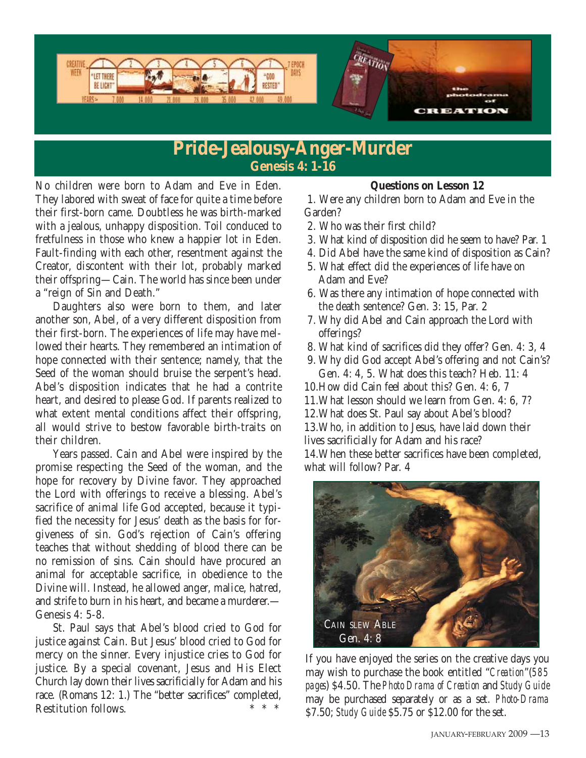# Pride-Jealousy-Anger-Murder

**Genesis 4: 1-16**

No children were born to Adam and Eve in Eden. They labored with sweat of face for quite a time before their first-born came. Doubtless he was birth-marked with a jealous, unhappy disposition. Toil conduced to fretfulness in those who knew a happier lot in Eden. Fault-finding with each other, resentment against the Creator, discontent with their lot, probably marked their offspring—Cain. The world has since been under a "reign of Sin and Death."

Daughters also were born to them, and later another son, Abel, of a very different disposition from their first-born. The experiences of life may have mellowed their hearts. They remembered an intimation of hope connected with their sentence; namely, that the Seed of the woman should bruise the serpent's head. Abel's disposition indicates that he had a contrite heart, and desired to please God. If parents realized to what extent mental conditions affect their offspring, all would strive to bestow favorable birth-traits on their children.

Years passed. Cain and Abel were inspired by the promise respecting the Seed of the woman, and the hope for recovery by Divine favor. They approached the Lord with offerings to receive a blessing. Abel's sacrifice of animal life God accepted, because it typified the necessity for Jesus' death as the basis for forgiveness of sin. God's rejection of Cain's offering teaches that without shedding of blood there can be no remission of sins. Cain should have procured an animal for acceptable sacrifice, in obedience to the Divine will. Instead, he allowed anger, malice, hatred, and strife to burn in his heart, and became a murderer.—Genesis 4: 5-8.

St. Paul says that Abel's blood cried to God for justice against Cain. But Jesus' blood cried to God for mercy on the sinner. Every injustice cries to God for justice. By a special covenant, Jesus and His Elect Church lay down their lives sacrificially for Adam and his race. (Romans 12: 1.) The "better sacrifices" completed, Restitution follows. * * *

### Questions on Lesson 12

1. Were any children born to Adam and Eve in the Garden?
2. Who was their first child?
3. What kind of disposition did he seem to have? Par. 1
4. Did Abel have the same kind of disposition as Cain?
5. What effect did the experiences of life have on Adam and Eve?
6. Was there any intimation of hope connected with the death sentence? Gen. 3: 15, Par. 2
7. Why did Abel and Cain approach the Lord with offerings?
8. What kind of sacrifices did they offer? Gen. 4: 3, 4
9. Why did God accept Abel's offering and not Cain's? Gen. 4: 4, 5. What does this teach? Heb. 11: 4
10. How did Cain feel about this? Gen. 4: 6, 7
11. What lesson should we learn from Gen. 4: 6, 7?
12. What does St. Paul say about Abel's blood?
13. Who, in addition to Jesus, have laid down their lives sacrificially for Adam and his race?
14. When these better sacrifices have been completed, what will follow? Par. 4

CAIN SLEW ABLE
Gen. 4: 8

If you have enjoyed the series on the creative days you may wish to purchase the book entitled "*Creation*"(*585 pages*) $4.50. The *Photo Drama of Creation* and *Study Guide* may be purchased separately or as a set. *Photo-Drama* $7.50; *Study Guide* $5.75 or $12.00 for the set.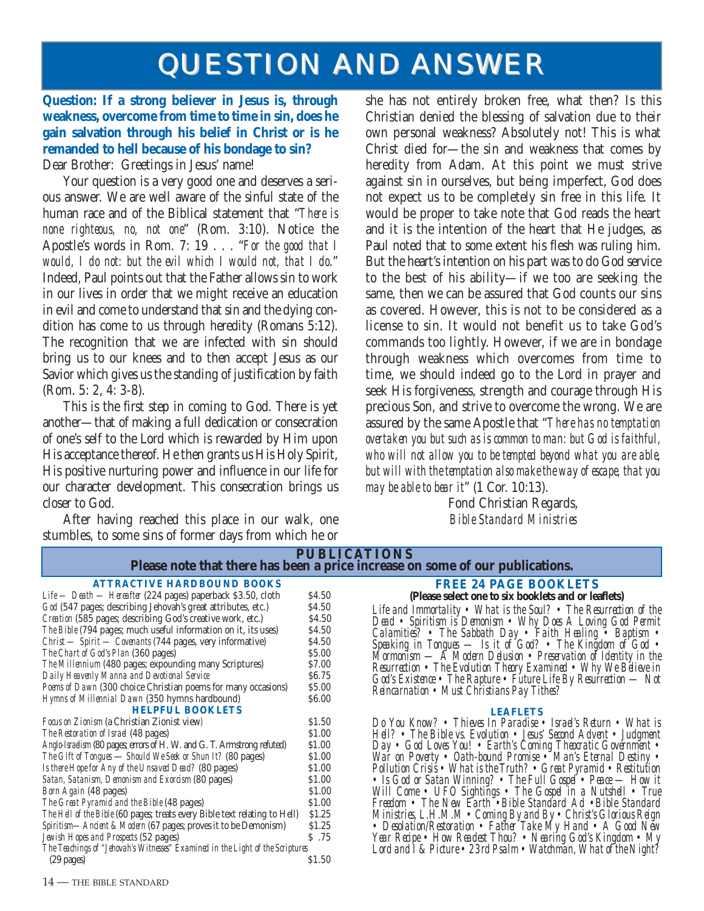# QUESTION AND ANSWER

**Question: If a strong believer in Jesus is, through weakness, overcome from time to time in sin, does he gain salvation through his belief in Christ or is he remanded to hell because of his bondage to sin?**

Dear Brother: Greetings in Jesus' name!

Your question is a very good one and deserves a serious answer. We are well aware of the sinful state of the human race and of the Biblical statement that "*There is none righteous, no, not one*" (Rom. 3:10). Notice the Apostle's words in Rom. 7: 19 . . . "*For the good that I would, I do not: but the evil which I would not, that I do.*" Indeed, Paul points out that the Father allows sin to work in our lives in order that we might receive an education in evil and come to understand that sin and the dying condition has come to us through heredity (Romans 5:12). The recognition that we are infected with sin should bring us to our knees and to then accept Jesus as our Savior which gives us the standing of justification by faith (Rom. 5: 2, 4: 3-8).

This is the first step in coming to God. There is yet another—that of making a full dedication or consecration of one's self to the Lord which is rewarded by Him upon His acceptance thereof. He then grants us His Holy Spirit, His positive nurturing power and influence in our life for our character development. This consecration brings us closer to God.

After having reached this place in our walk, one stumbles, to some sins of former days from which he or she has not entirely broken free, what then? Is this Christian denied the blessing of salvation due to their own personal weakness? Absolutely not! This is what Christ died for—the sin and weakness that comes by heredity from Adam. At this point we must strive against sin in ourselves, but being imperfect, God does not expect us to be completely sin free in this life. It would be proper to take note that God reads the heart and it is the intention of the heart that He judges, as Paul noted that to some extent his flesh was ruling him. But the heart's intention on his part was to do God service to the best of his ability—if we too are seeking the same, then we can be assured that God counts our sins as covered. However, this is not to be considered as a license to sin. It would not benefit us to take God's commands too lightly. However, if we are in bondage through weakness which overcomes from time to time, we should indeed go to the Lord in prayer and seek His forgiveness, strength and courage through His precious Son, and strive to overcome the wrong. We are assured by the same Apostle that "*There has no temptation overtaken you but such as is common to man: but God is faithful, who will not allow you to be tempted beyond what you are able, but will with the temptation also make the way of escape, that you may be able to bear it*" (1 Cor. 10:13).

Fond Christian Regards,
*Bible Standard Ministries*

## PUBLICATIONS

**Please note that there has been a price increase on some of our publications.**

### ATTRACTIVE HARDBOUND BOOKS

| | |
|---|---|
| *Life — Death — Hereafter* (224 pages) paperback $3.50, cloth | $4.50 |
| *God* (547 pages; describing Jehovah's great attributes, etc.) | $4.50 |
| *Creation* (585 pages; describing God's creative work, etc.) | $4.50 |
| *The Bible* (794 pages; much useful information on it, its uses) | $4.50 |
| *Christ — Spirit — Covenants* (744 pages, very informative) | $4.50 |
| *The Chart of God's Plan* (360 pages) | $5.00 |
| *The Millennium* (480 pages; expounding many Scriptures) | $7.00 |
| *Daily Heavenly Manna and Devotional Service* | $6.75 |
| *Poems of Dawn* (300 choice Christian poems for many occasions) | $5.00 |
| *Hymns of Millennial Dawn* (350 hymns hardbound) | $6.00 |

### HELPFUL BOOKLETS

| | |
|---|---|
| *Focus on Zionism* (a Christian Zionist view) | $1.50 |
| *The Restoration of Israel* (48 pages) | $1.00 |
| *Anglo-Israelism* (80 pages; errors of H. W. and G. T. Armstrong refuted) | $1.00 |
| *The Gift of Tongues — Should We Seek or Shun It?* (80 pages) | $1.00 |
| *Is there Hope for Any of the Unsaved Dead?* (80 pages) | $1.00 |
| *Satan, Satanism, Demonism and Exorcism* (80 pages) | $1.00 |
| *Born Again* (48 pages) | $1.00 |
| *The Great Pyramid and the Bible* (48 pages) | $1.00 |
| *The Hell of the Bible* (60 pages; treats every Bible text relating to Hell) | $1.25 |
| *Spiritism—Ancient & Modern* (67 pages; proves it to be Demonism) | $1.25 |
| *Jewish Hopes and Prospects* (52 pages) | $ .75 |
| *The Teachings of "Jehovah's Witnesses" Examined in the Light of the Scriptures* (29 pages) | $1.50 |

### FREE 24 PAGE BOOKLETS

**(Please select one to six booklets and or leaflets)**

*Life and Immortality • What is the Soul? • The Resurrection of the Dead • Spiritism is Demonism • Why Does A Loving God Permit Calamities? • The Sabbath Day • Faith Healing • Baptism • Speaking in Tongues — Is it of God? • The Kingdom of God • Mormonism — A Modern Delusion • Preservation of Identity in the Resurrection • The Evolution Theory Examined • Why We Believe in God's Existence • The Rapture • Future Life By Resurrection — Not Reincarnation • Must Christians Pay Tithes?*

### LEAFLETS

*Do You Know? • Thieves In Paradise • Israel's Return • What is Hell? • The Bible vs. Evolution • Jesus' Second Advent • Judgment Day • God Loves You! • Earth's Coming Theocratic Government • War on Poverty • Oath-bound Promise • Man's Eternal Destiny • Pollution Crisis • What is the Truth? • Great Pyramid • Restitution • Is God or Satan Winning? • The Full Gospel • Peace — How it Will Come • UFO Sightings • The Gospel in a Nutshell • True Freedom • The New Earth • Bible Standard Ad • Bible Standard Ministries, L.H.M.M. • Coming By and By • Christ's Glorious Reign • Desolation/Restoration • Father Take My Hand • A Good New Year Recipe • How Readest Thou? • Nearing God's Kingdom • My Lord and I & Picture • 23rd Psalm • Watchman, What of the Night?*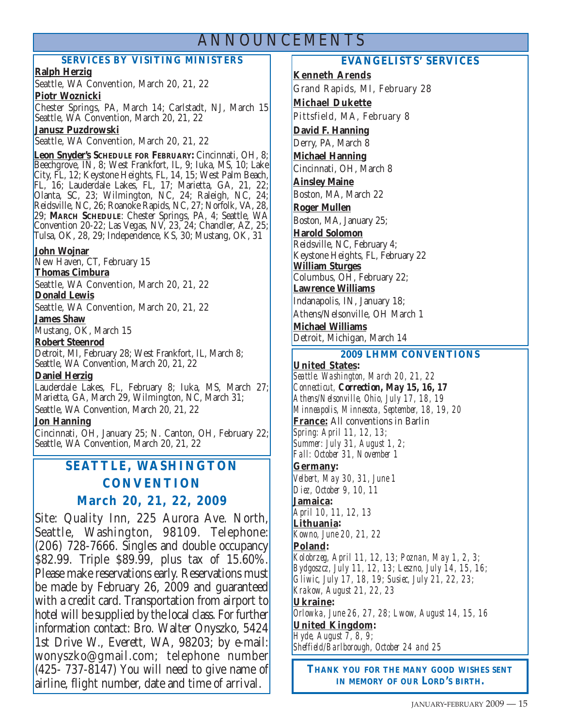# ANNOUNCEMENTS

## SERVICES BY VISITING MINISTERS

**Ralph Herzig**
Seattle, WA Convention, March 20, 21, 22

**Piotr Woznicki**
Chester Springs, PA, March 14; Carlstadt, NJ, March 15
Seattle, WA Convention, March 20, 21, 22

**Janusz Puzdrowski**
Seattle, WA Convention, March 20, 21, 22

**Leon Snyder's SCHEDULE FOR FEBRUARY:** Cincinnati, OH, 8; Beechgrove, IN, 8; West Frankfort, IL, 9; Iuka, MS, 10; Lake City, FL, 12; Keystone Heights, FL, 14, 15; West Palm Beach, FL, 16; Lauderdale Lakes, FL, 17; Marietta, GA, 21, 22; Olanta, SC, 23; Wilmington, NC, 24; Raleigh, NC, 24; Reidsville, NC, 26; Roanoke Rapids, NC, 27; Norfolk, VA, 28, 29; **MARCH SCHEDULE**: Chester Springs, PA, 4; Seattle, WA Convention 20-22; Las Vegas, NV, 23, 24; Chandler, AZ, 25; Tulsa, OK, 28, 29; Independence, KS, 30; Mustang, OK, 31

**John Wojnar**
New Haven, CT, February 15

**Thomas Cimbura**
Seattle, WA Convention, March 20, 21, 22

**Donald Lewis**
Seattle, WA Convention, March 20, 21, 22

**James Shaw**
Mustang, OK, March 15

**Robert Steenrod**
Detroit, MI, February 28; West Frankfort, IL, March 8;
Seattle, WA Convention, March 20, 21, 22

**Daniel Herzig**
Lauderdale Lakes, FL, February 8; Iuka, MS, March 27; Marietta, GA, March 29, Wilmington, NC, March 31;
Seattle, WA Convention, March 20, 21, 22

**Jon Hanning**
Cincinnati, OH, January 25; N. Canton, OH, February 22;
Seattle, WA Convention, March 20, 21, 22

## SEATTLE, WASHINGTON CONVENTION

### March 20, 21, 22, 2009

Site: Quality Inn, 225 Aurora Ave. North, Seattle, Washington, 98109. Telephone: (206) 728-7666. Singles and double occupancy $82.99. Triple $89.99, plus tax of 15.60%. Please make reservations early. Reservations must be made by February 26, 2009 and guaranteed with a credit card. Transportation from airport to hotel will be supplied by the local class. For further information contact: Bro. Walter Onyszko, 5424 1st Drive W., Everett, WA, 98203; by e-mail: wonyszko@gmail.com; telephone number (425- 737-8147) You will need to give name of airline, flight number, date and time of arrival.

## EVANGELISTS' SERVICES

**Kenneth Arends**
Grand Rapids, MI, February 28

**Michael Dukette**
Pittsfield, MA, February 8

**David F. Hanning**
Derry, PA, March 8

**Michael Hanning**
Cincinnati, OH, March 8

**Ainsley Maine**
Boston, MA, March 22

**Roger Mullen**
Boston, MA, January 25;

**Harold Solomon**
Reidsville, NC, February 4;
Keystone Heights, FL, February 22

**William Sturges**
Columbus, OH, February 22;

**Lawrence Williams**
Indanapolis, IN, January 18;
Athens/Nelsonville, OH March 1

**Michael Williams**
Detroit, Michigan, March 14

## 2009 LHMM CONVENTIONS

**United States:**
*Seattle. Washington, March 20, 21, 22*
*Connecticut,* ***Correction, May 15, 16, 17***
*Athens/Nelsonville, Ohio, July 17, 18, 19*
*Minneapolis, Minnesota, September, 18, 19, 20*

**France:** All conventions in Barlin
*Spring: April 11, 12, 13;*
*Summer: July 31, August 1, 2;*
*Fall: October 31, November 1*

**Germany:**
*Velbert, May 30, 31, June 1*
*Diez, October 9, 10, 11*

**Jamaica:**
*April 10, 11, 12, 13*

**Lithuania:**
*Kowno, June 20, 21, 22*

**Poland:**
*Kolobrzeg, April 11, 12, 13; Poznan, May 1, 2, 3; Bydgoszcz, July 11, 12, 13; Leszno, July 14, 15, 16; Gliwic, July 17, 18, 19; Susiec, July 21, 22, 23; Krakow, August 21, 22, 23*

**Ukraine:**
*Orlowka, June 26, 27, 28; Lwow, August 14, 15, 16*

**United Kingdom:**
*Hyde, August 7, 8, 9;*
*Sheffield/Barlborough, October 24 and 25*

**THANK YOU FOR THE MANY GOOD WISHES SENT IN MEMORY OF OUR LORD'S BIRTH.**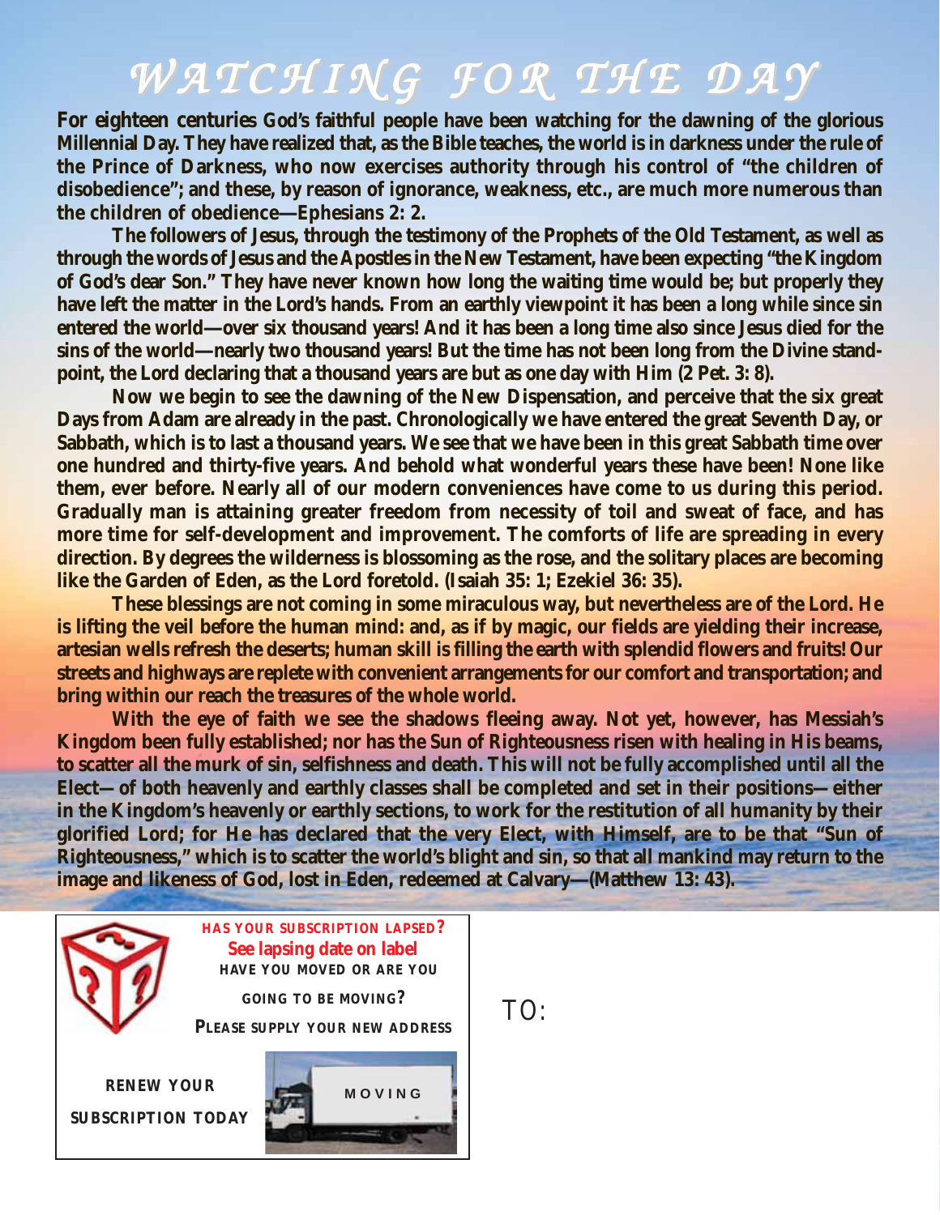# WATCHING FOR THE DAY

**For eighteen centuries God's faithful people have been watching for the dawning of the glorious Millennial Day. They have realized that, as the Bible teaches, the world is in darkness under the rule of the Prince of Darkness, who now exercises authority through his control of "the children of disobedience"; and these, by reason of ignorance, weakness, etc., are much more numerous than the children of obedience—Ephesians 2: 2.**

**The followers of Jesus, through the testimony of the Prophets of the Old Testament, as well as through the words of Jesus and the Apostles in the New Testament, have been expecting "the Kingdom of God's dear Son." They have never known how long the waiting time would be; but properly they have left the matter in the Lord's hands. From an earthly viewpoint it has been a long while since sin entered the world—over six thousand years! And it has been a long time also since Jesus died for the sins of the world—nearly two thousand years! But the time has not been long from the Divine standpoint, the Lord declaring that a thousand years are but as one day with Him (2 Pet. 3: 8).**

**Now we begin to see the dawning of the New Dispensation, and perceive that the six great Days from Adam are already in the past. Chronologically we have entered the great Seventh Day, or Sabbath, which is to last a thousand years. We see that we have been in this great Sabbath time over one hundred and thirty-five years. And behold what wonderful years these have been! None like them, ever before. Nearly all of our modern conveniences have come to us during this period. Gradually man is attaining greater freedom from necessity of toil and sweat of face, and has more time for self-development and improvement. The comforts of life are spreading in every direction. By degrees the wilderness is blossoming as the rose, and the solitary places are becoming like the Garden of Eden, as the Lord foretold. (Isaiah 35: 1; Ezekiel 36: 35).**

**These blessings are not coming in some miraculous way, but nevertheless are of the Lord. He is lifting the veil before the human mind: and, as if by magic, our fields are yielding their increase, artesian wells refresh the deserts; human skill is filling the earth with splendid flowers and fruits! Our streets and highways are replete with convenient arrangements for our comfort and transportation; and bring within our reach the treasures of the whole world.**

**With the eye of faith we see the shadows fleeing away. Not yet, however, has Messiah's Kingdom been fully established; nor has the Sun of Righteousness risen with healing in His beams, to scatter all the murk of sin, selfishness and death. This will not be fully accomplished until all the Elect—of both heavenly and earthly classes shall be completed and set in their positions—either in the Kingdom's heavenly or earthly sections, to work for the restitution of all humanity by their glorified Lord; for He has declared that the very Elect, with Himself, are to be that "Sun of Righteousness," which is to scatter the world's blight and sin, so that all mankind may return to the image and likeness of God, lost in Eden, redeemed at Calvary—(Matthew 13: 43).**

**HAS YOUR SUBSCRIPTION LAPSED?**
**See lapsing date on label**
**HAVE YOU MOVED OR ARE YOU GOING TO BE MOVING?**
**PLEASE SUPPLY YOUR NEW ADDRESS**

**RENEW YOUR SUBSCRIPTION TODAY**

MOVING

TO: